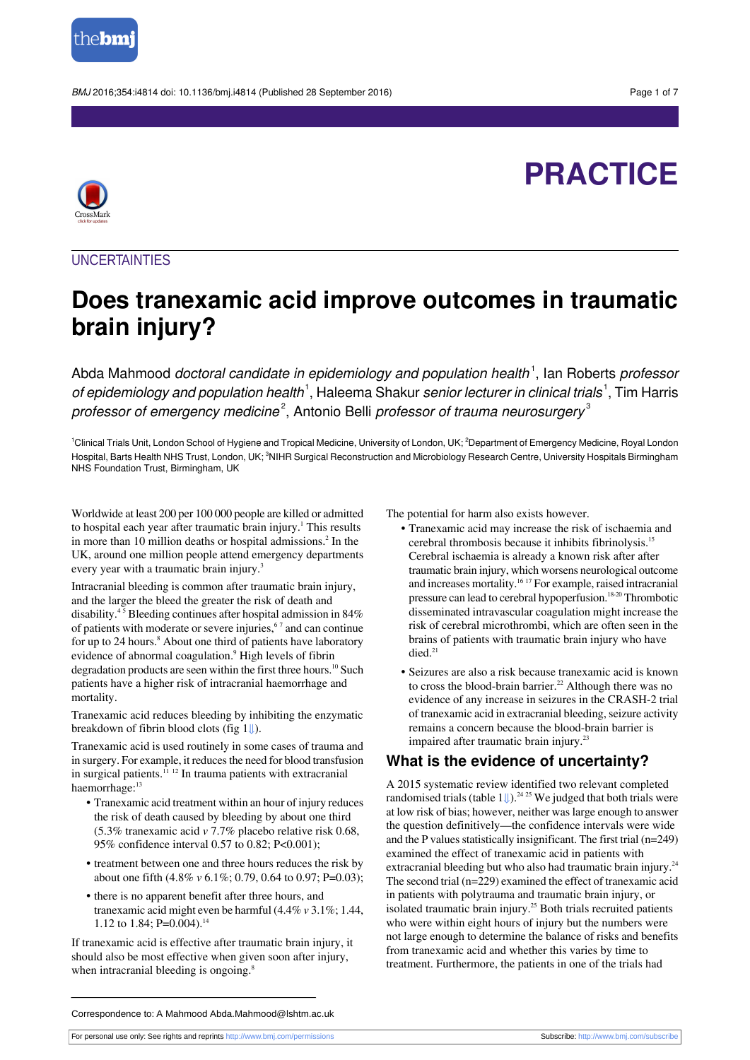PRACTICE

UNCERTAINTIES

# Does tranexamic acid improve outcomes in traumatic brain injury?

Abda Mahmood *doctoral candidate in epidemiology and population health*[1], Ian Roberts *professor of epidemiology and population health*[1], Haleema Shakur *senior lecturer in clinical trials*[1], Tim Harris *professor of emergency medicine*[2], Antonio Belli *professor of trauma neurosurgery*[3]

[1]Clinical Trials Unit, London School of Hygiene and Tropical Medicine, University of London, UK; [2]Department of Emergency Medicine, Royal London Hospital, Barts Health NHS Trust, London, UK; [3]NIHR Surgical Reconstruction and Microbiology Research Centre, University Hospitals Birmingham NHS Foundation Trust, Birmingham, UK

Worldwide at least 200 per 100 000 people are killed or admitted to hospital each year after traumatic brain injury.[1] This results in more than 10 million deaths or hospital admissions.[2] In the UK, around one million people attend emergency departments every year with a traumatic brain injury.[3]

Intracranial bleeding is common after traumatic brain injury, and the larger the bleed the greater the risk of death and disability.[4,5] Bleeding continues after hospital admission in 84% of patients with moderate or severe injuries,[6,7] and can continue for up to 24 hours.[8] About one third of patients have laboratory evidence of abnormal coagulation.[9] High levels of fibrin degradation products are seen within the first three hours.[10] Such patients have a higher risk of intracranial haemorrhage and mortality.

Tranexamic acid reduces bleeding by inhibiting the enzymatic breakdown of fibrin blood clots (fig 1).

Tranexamic acid is used routinely in some cases of trauma and in surgery. For example, it reduces the need for blood transfusion in surgical patients.[11,12] In trauma patients with extracranial haemorrhage:[13]

- Tranexamic acid treatment within an hour of injury reduces the risk of death caused by bleeding by about one third (5.3% tranexamic acid *v* 7.7% placebo relative risk 0.68, 95% confidence interval 0.57 to 0.82; P<0.001);
- treatment between one and three hours reduces the risk by about one fifth (4.8% *v* 6.1%; 0.79, 0.64 to 0.97; P=0.03);
- there is no apparent benefit after three hours, and tranexamic acid might even be harmful (4.4% *v* 3.1%; 1.44, 1.12 to 1.84; P=0.004).[14]

If tranexamic acid is effective after traumatic brain injury, it should also be most effective when given soon after injury, when intracranial bleeding is ongoing.[8]

The potential for harm also exists however.

- Tranexamic acid may increase the risk of ischaemia and cerebral thrombosis because it inhibits fibrinolysis.[15] Cerebral ischaemia is already a known risk after after traumatic brain injury, which worsens neurological outcome and increases mortality.[16,17] For example, raised intracranial pressure can lead to cerebral hypoperfusion.[18-20] Thrombotic disseminated intravascular coagulation might increase the risk of cerebral microthrombi, which are often seen in the brains of patients with traumatic brain injury who have died.[21]
- Seizures are also a risk because tranexamic acid is known to cross the blood-brain barrier.[22] Although there was no evidence of any increase in seizures in the CRASH-2 trial of tranexamic acid in extracranial bleeding, seizure activity remains a concern because the blood-brain barrier is impaired after traumatic brain injury.[23]

## What is the evidence of uncertainty?

A 2015 systematic review identified two relevant completed randomised trials (table 1).[24,25] We judged that both trials were at low risk of bias; however, neither was large enough to answer the question definitively—the confidence intervals were wide and the P values statistically insignificant. The first trial (n=249) examined the effect of tranexamic acid in patients with extracranial bleeding but who also had traumatic brain injury.[24] The second trial (n=229) examined the effect of tranexamic acid in patients with polytrauma and traumatic brain injury, or isolated traumatic brain injury.[25] Both trials recruited patients who were within eight hours of injury but the numbers were not large enough to determine the balance of risks and benefits from tranexamic acid and whether this varies by time to treatment. Furthermore, the patients in one of the trials had

Correspondence to: A Mahmood Abda.Mahmood@lshtm.ac.uk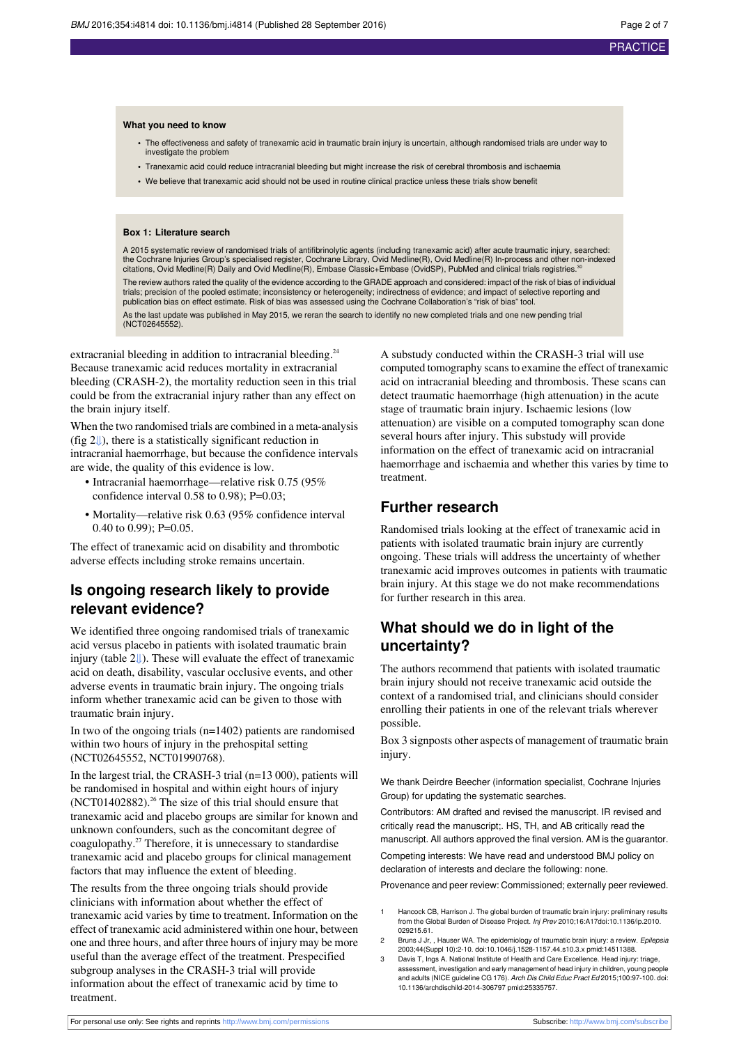**What you need to know**

- The effectiveness and safety of tranexamic acid in traumatic brain injury is uncertain, although randomised trials are under way to investigate the problem
- Tranexamic acid could reduce intracranial bleeding but might increase the risk of cerebral thrombosis and ischaemia
- We believe that tranexamic acid should not be used in routine clinical practice unless these trials show benefit

**Box 1: Literature search**

A 2015 systematic review of randomised trials of antifibrinolytic agents (including tranexamic acid) after acute traumatic injury, searched: the Cochrane Injuries Group's specialised register, Cochrane Library, Ovid Medline(R), Ovid Medline(R) In-process and other non-indexed citations, Ovid Medline(R) Daily and Ovid Medline(R), Embase Classic+Embase (OvidSP), PubMed and clinical trials registries.[30]

The review authors rated the quality of the evidence according to the GRADE approach and considered: impact of the risk of bias of individual trials; precision of the pooled estimate; inconsistency or heterogeneity; indirectness of evidence; and impact of selective reporting and publication bias on effect estimate. Risk of bias was assessed using the Cochrane Collaboration's "risk of bias" tool.

As the last update was published in May 2015, we reran the search to identify no new completed trials and one new pending trial (NCT02645552).

extracranial bleeding in addition to intracranial bleeding.[24] Because tranexamic acid reduces mortality in extracranial bleeding (CRASH-2), the mortality reduction seen in this trial could be from the extracranial injury rather than any effect on the brain injury itself.

When the two randomised trials are combined in a meta-analysis (fig 2⇓), there is a statistically significant reduction in intracranial haemorrhage, but because the confidence intervals are wide, the quality of this evidence is low.

- Intracranial haemorrhage—relative risk 0.75 (95% confidence interval 0.58 to 0.98); P=0.03;
- Mortality—relative risk 0.63 (95% confidence interval 0.40 to 0.99); P=0.05.

The effect of tranexamic acid on disability and thrombotic adverse effects including stroke remains uncertain.

## Is ongoing research likely to provide relevant evidence?

We identified three ongoing randomised trials of tranexamic acid versus placebo in patients with isolated traumatic brain injury (table 2⇓). These will evaluate the effect of tranexamic acid on death, disability, vascular occlusive events, and other adverse events in traumatic brain injury. The ongoing trials inform whether tranexamic acid can be given to those with traumatic brain injury.

In two of the ongoing trials (n=1402) patients are randomised within two hours of injury in the prehospital setting (NCT02645552, NCT01990768).

In the largest trial, the CRASH-3 trial (n=13 000), patients will be randomised in hospital and within eight hours of injury (NCT01402882).[26] The size of this trial should ensure that tranexamic acid and placebo groups are similar for known and unknown confounders, such as the concomitant degree of coagulopathy.[27] Therefore, it is unnecessary to standardise tranexamic acid and placebo groups for clinical management factors that may influence the extent of bleeding.

The results from the three ongoing trials should provide clinicians with information about whether the effect of tranexamic acid varies by time to treatment. Information on the effect of tranexamic acid administered within one hour, between one and three hours, and after three hours of injury may be more useful than the average effect of the treatment. Prespecified subgroup analyses in the CRASH-3 trial will provide information about the effect of tranexamic acid by time to treatment.

A substudy conducted within the CRASH-3 trial will use computed tomography scans to examine the effect of tranexamic acid on intracranial bleeding and thrombosis. These scans can detect traumatic haemorrhage (high attenuation) in the acute stage of traumatic brain injury. Ischaemic lesions (low attenuation) are visible on a computed tomography scan done several hours after injury. This substudy will provide information on the effect of tranexamic acid on intracranial haemorrhage and ischaemia and whether this varies by time to treatment.

## Further research

Randomised trials looking at the effect of tranexamic acid in patients with isolated traumatic brain injury are currently ongoing. These trials will address the uncertainty of whether tranexamic acid improves outcomes in patients with traumatic brain injury. At this stage we do not make recommendations for further research in this area.

## What should we do in light of the uncertainty?

The authors recommend that patients with isolated traumatic brain injury should not receive tranexamic acid outside the context of a randomised trial, and clinicians should consider enrolling their patients in one of the relevant trials wherever possible.

Box 3 signposts other aspects of management of traumatic brain injury.

We thank Deirdre Beecher (information specialist, Cochrane Injuries Group) for updating the systematic searches.

Contributors: AM drafted and revised the manuscript. IR revised and critically read the manuscript;. HS, TH, and AB critically read the manuscript. All authors approved the final version. AM is the guarantor.

Competing interests: We have read and understood BMJ policy on declaration of interests and declare the following: none.

Provenance and peer review: Commissioned; externally peer reviewed.

1. Hancock CB, Harrison J. The global burden of traumatic brain injury: preliminary results from the Global Burden of Disease Project. *Inj Prev* 2010;16:A17doi:10.1136/ip.2010.029215.61.
2. Bruns J Jr, , Hauser WA. The epidemiology of traumatic brain injury: a review. *Epilepsia* 2003;44(Suppl 10):2-10. doi:10.1046/j.1528-1157.44.s10.3.x pmid:14511388.
3. Davis T, Ings A. National Institute of Health and Care Excellence. Head injury: triage, assessment, investigation and early management of head injury in children, young people and adults (NICE guideline CG 176). *Arch Dis Child Educ Pract Ed* 2015;100:97-100. doi:10.1136/archdischild-2014-306797 pmid:25335757.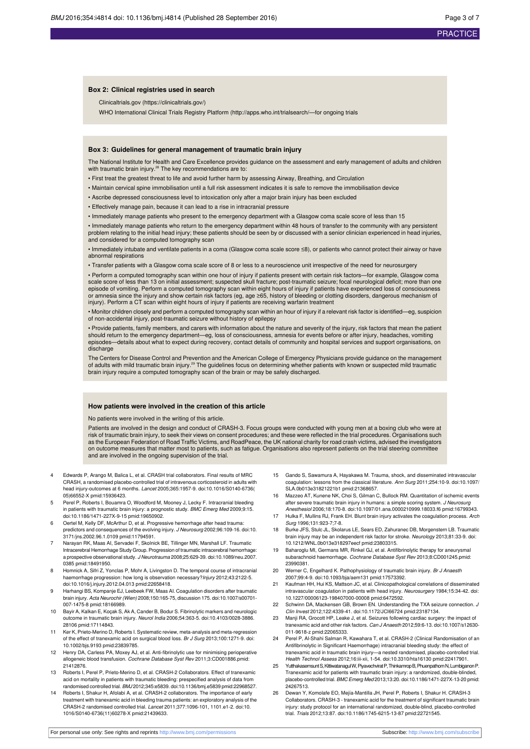### Box 2: Clinical registries used in search

Clinicaltrials.gov (https://clinicaltrials.gov/)

WHO International Clinical Trials Registry Platform (http://apps.who.int/trialsearch/—for ongoing trials

### Box 3: Guidelines for general management of traumatic brain injury

The National Institute for Health and Care Excellence provides guidance on the assessment and early management of adults and children with traumatic brain injury.[28] The key recommendations are to:

- First treat the greatest threat to life and avoid further harm by assessing Airway, Breathing, and Circulation
- Maintain cervical spine immobilisation until a full risk assessment indicates it is safe to remove the immobilisation device
- Ascribe depressed consciousness level to intoxication only after a major brain injury has been excluded
- Effectively manage pain, because it can lead to a rise in intracranial pressure
- Immediately manage patients who present to the emergency department with a Glasgow coma scale score of less than 15
- Immediately manage patients who return to the emergency department within 48 hours of transfer to the community with any persistent problem relating to the initial head injury; these patients should be seen by or discussed with a senior clinician experienced in head injuries, and considered for a computed tomography scan
- Immediately intubate and ventilate patients in a coma (Glasgow coma scale score ≤8), or patients who cannot protect their airway or have abnormal respirations
- Transfer patients with a Glasgow coma scale score of 8 or less to a neuroscience unit irrespective of the need for neurosurgery
- Perform a computed tomography scan within one hour of injury if patients present with certain risk factors—for example, Glasgow coma scale score of less than 13 on initial assessment; suspected skull fracture; post-traumatic seizure; focal neurological deficit; more than one episode of vomiting. Perform a computed tomography scan within eight hours of injury if patients have experienced loss of consciousness or amnesia since the injury and show certain risk factors (eg, age ≥65, history of bleeding or clotting disorders, dangerous mechanism of injury). Perform a CT scan within eight hours of injury if patients are receiving warfarin treatment
- Monitor children closely and perform a computed tomography scan within an hour of injury if a relevant risk factor is identified—eg, suspicion of non-accidental injury, post-traumatic seizure without history of epilepsy
- Provide patients, family members, and carers with information about the nature and severity of the injury, risk factors that mean the patient should return to the emergency department—eg, loss of consciousness, amnesia for events before or after injury, headaches, vomiting episodes—details about what to expect during recovery, contact details of community and hospital services and support organisations, on discharge

The Centers for Disease Control and Prevention and the American College of Emergency Physicians provide guidance on the management of adults with mild traumatic brain injury.[29] The guidelines focus on determining whether patients with known or suspected mild traumatic brain injury require a computed tomography scan of the brain or may be safely discharged.

### How patients were involved in the creation of this article

No patients were involved in the writing of this article.

Patients are involved in the design and conduct of CRASH-3. Focus groups were conducted with young men at a boxing club who were at risk of traumatic brain injury, to seek their views on consent procedures; and these were reflected in the trial procedures. Organisations such as the European Federation of Road Traffic Victims, and RoadPeace, the UK national charity for road crash victims, advised the investigators on outcome measures that matter most to patients, such as fatigue. Organisations also represent patients on the trial steering committee and are involved in the ongoing supervision of the trial.

4. Edwards P, Arango M, Balica L, et al. CRASH trial collaborators. Final results of MRC CRASH, a randomised placebo-controlled trial of intravenous corticosteroid in adults with head injury-outcomes at 6 months. *Lancet* 2005;365:1957-9. doi:10.1016/S0140-6736(05)66552-X pmid:15936423.
5. Perel P, Roberts I, Bouamra O, Woodford M, Mooney J, Lecky F. Intracranial bleeding in patients with traumatic brain injury: a prognostic study. *BMC Emerg Med* 2009;9:15. doi:10.1186/1471-227X-9-15 pmid:19650902.
6. Oertel M, Kelly DF, McArthur D, et al. Progressive hemorrhage after head trauma: predictors and consequences of the evolving injury. *J Neurosurg* 2002;96:109-16. doi:10.3171/jns.2002.96.1.0109 pmid:11794591.
7. Narayan RK, Maas AI, Servadei F, Skolnick BE, Tillinger MN, Marshall LF. Traumatic Intracerebral Hemorrhage Study Group. Progression of traumatic intracerebral hemorrhage: a prospective observational study. *J Neurotrauma* 2008;25:629-39. doi:10.1089/neu.2007.0385 pmid:18491950.
8. Homnick A, Sifri Z, Yonclas P, Mohr A, Livingston D. The temporal course of intracranial haemorrhage progression: how long is observation necessary? *Injury* 2012;43:2122-5. doi:10.1016/j.injury.2012.04.013 pmid:22658418.
9. Harhangi BS, Kompanje EJ, Leebeek FW, Maas AI. Coagulation disorders after traumatic brain injury. *Acta Neurochir (Wien)* 2008;150:165-75, discussion 175. doi:10.1007/s00701-007-1475-8 pmid:18166989.
10. Bayir A, Kalkan E, Koçak S, Ak A, Cander B, Bodur S. Fibrinolytic markers and neurologic outcome in traumatic brain injury. *Neurol India* 2006;54:363-5. doi:10.4103/0028-3886.28106 pmid:17114843.
11. Ker K, Prieto-Merino D, Roberts I. Systematic review, meta-analysis and meta-regression of the effect of tranexamic acid on surgical blood loss. *Br J Surg* 2013;100:1271-9. doi:10.1002/bjs.9193 pmid:23839785.
12. Henry DA, Carless PA, Moxey AJ, et al. Anti-fibrinolytic use for minimising perioperative allogeneic blood transfusion. *Cochrane Database Syst Rev* 2011;3:CD001886.pmid:21412876.
13. Roberts I, Perel P, Prieto-Merino D, et al. CRASH-2 Collaborators. Effect of tranexamic acid on mortality in patients with traumatic bleeding: prespecified analysis of data from randomised controlled trial. *BMJ* 2012;345:e5839. doi:10.1136/bmj.e5839 pmid:22968527.
14. Roberts I, Shakur H, Afolabi A, et al. CRASH-2 collaborators. The importance of early treatment with tranexamic acid in bleeding trauma patients: an exploratory analysis of the CRASH-2 randomised controlled trial. *Lancet* 2011;377:1096-101, 1101.e1-2. doi:10.1016/S0140-6736(11)60278-X pmid:21439633.
15. Gando S, Sawamura A, Hayakawa M. Trauma, shock, and disseminated intravascular coagulation: lessons from the classical literature. *Ann Surg* 2011;254:10-9. doi:10.1097/SLA.0b013e31821221b1 pmid:21368657.
16. Mazzeo AT, Kunene NK, Choi S, Gilman C, Bullock RM. Quantitation of ischemic events after severe traumatic brain injury in humans: a simple scoring system. *J Neurosurg Anesthesiol* 2006;18:170-8. doi:10.1097/01.ana.0000210999.18033.f6 pmid:16799343.
17. Hulka F, Mullins RJ, Frank EH. Blunt brain injury activates the coagulation process. *Arch Surg* 1996;131:923-7;7-8.
18. Burke JFS, Stulc JL, Skolarus LE, Sears ED, Zahuranec DB, Morgenstern LB. Traumatic brain injury may be an independent risk factor for stroke. *Neurology* 2013;81:33-9. doi:10.1212/WNL.0b013e318297eecf pmid:23803315.
19. Baharoglu MI, Germans MR, Rinkel GJ, et al. Antifibrinolytic therapy for aneurysmal subarachnoid haemorrhage. *Cochrane Database Syst Rev* 2013;8:CD001245.pmid:23990381.
20. Werner C, Engelhard K. Pathophysiology of traumatic brain injury. *Br J Anaesth* 2007;99:4-9. doi:10.1093/bja/aem131 pmid:17573392.
21. Kaufman HH, Hui KS, Mattson JC, et al. Clinicopathological correlations of disseminated intravascular coagulation in patients with head injury. *Neurosurgery* 1984;15:34-42. doi:10.1227/00006123-198407000-00008 pmid:6472592.
22. Schwinn DA, Mackensen GB, Brown EN. Understanding the TXA seizure connection. *J Clin Invest* 2012;122:4339-41. doi:10.1172/JCI66724 pmid:23187134.
23. Manji RA, Grocott HP, Leake J, et al. Seizures following cardiac surgery: the impact of tranexamic acid and other risk factors. *Can J Anaesth* 2012;59:6-13. doi:10.1007/s12630-011-9618-z pmid:22065333.
24. Perel P, Al-Shahi Salman R, Kawahara T, et al. CRASH-2 (Clinical Randomisation of an Antifibrinolytic in Significant Haemorrhage) intracranial bleeding study: the effect of tranexamic acid in traumatic brain injury—a nested randomised, placebo-controlled trial. *Health Technol Assess* 2012;16:iii-xii, 1-54. doi:10.3310/hta16130 pmid:22417901.
25. Yutthakasemsunt S, Kittiwatanagul W, Piyavechvirat P, Thinkamrop B, Phuenpathom N, Lumbiganon P. Tranexamic acid for patients with traumatic brain injury: a randomized, double-blinded, placebo-controlled trial. *BMC Emerg Med* 2013;13:20. doi:10.1186/1471-227X-13-20 pmid:24267513.
26. Dewan Y, Komolafe EO, Mejía-Mantilla JH, Perel P, Roberts I, Shakur H. CRASH-3 Collaborators. CRASH-3 - tranexamic acid for the treatment of significant traumatic brain injury: study protocol for an international randomized, double-blind, placebo-controlled trial. *Trials* 2012;13:87. doi:10.1186/1745-6215-13-87 pmid:22721545.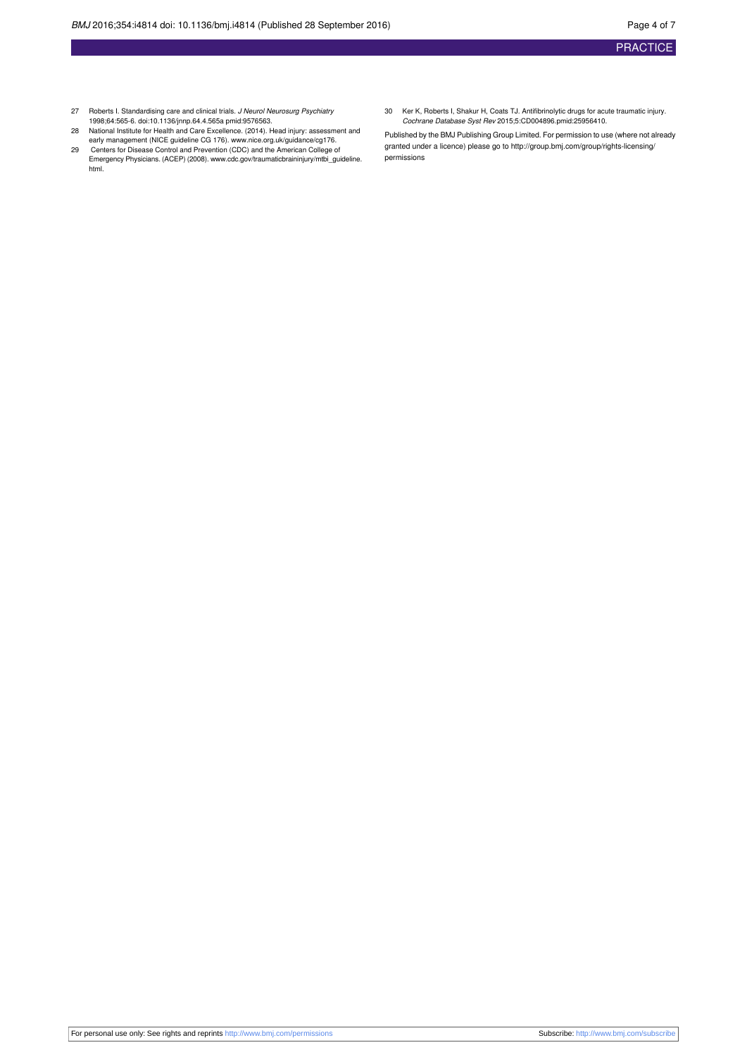27 Roberts I. Standardising care and clinical trials. *J Neurol Neurosurg Psychiatry* 1998;64:565-6. doi:10.1136/jnnp.64.4.565a pmid:9576563.

28 National Institute for Health and Care Excellence. (2014). Head injury: assessment and early management (NICE guideline CG 176). www.nice.org.uk/guidance/cg176.

29 Centers for Disease Control and Prevention (CDC) and the American College of Emergency Physicians. (ACEP) (2008). www.cdc.gov/traumaticbraininjury/mtbi_guideline.html.

30 Ker K, Roberts I, Shakur H, Coats TJ. Antifibrinolytic drugs for acute traumatic injury. *Cochrane Database Syst Rev* 2015;5:CD004896.pmid:25956410.

Published by the BMJ Publishing Group Limited. For permission to use (where not already granted under a licence) please go to http://group.bmj.com/group/rights-licensing/permissions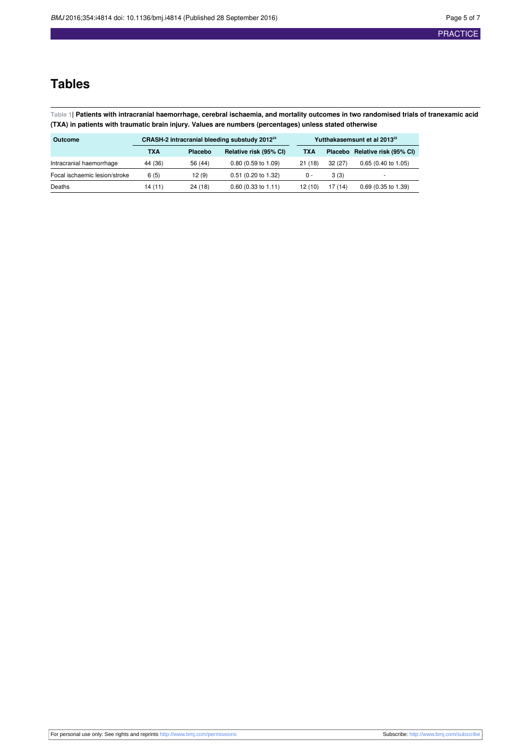# Tables

**Table 1| Patients with intracranial haemorrhage, cerebral ischaemia, and mortality outcomes in two randomised trials of tranexamic acid (TXA) in patients with traumatic brain injury. Values are numbers (percentages) unless stated otherwise**

| Outcome | CRASH-2 intracranial bleeding substudy 2012[24] | | | Yutthakasemsunt et al 2013[25] | | |
|---|---|---|---|---|---|---|
| | TXA | Placebo | Relative risk (95% CI) | TXA | Placebo | Relative risk (95% CI) |
| Intracranial haemorrhage | 44 (36) | 56 (44) | 0.80 (0.59 to 1.09) | 21 (18) | 32 (27) | 0.65 (0.40 to 1.05) |
| Focal ischaemic lesion/stroke | 6 (5) | 12 (9) | 0.51 (0.20 to 1.32) | 0 - | 3 (3) | - |
| Deaths | 14 (11) | 24 (18) | 0.60 (0.33 to 1.11) | 12 (10) | 17 (14) | 0.69 (0.35 to 1.39) |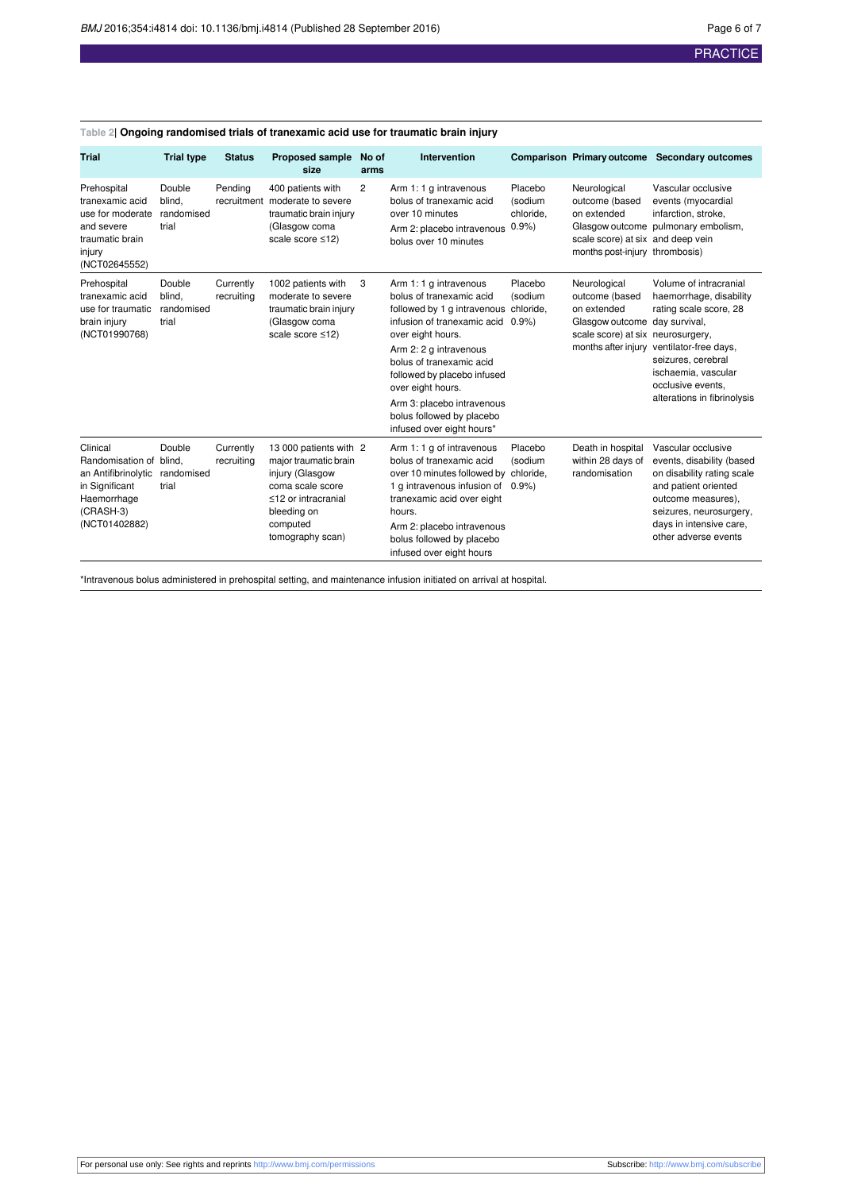**Table 2| Ongoing randomised trials of tranexamic acid use for traumatic brain injury**

| Trial | Trial type | Status | Proposed sample size | No of arms | Intervention | Comparison | Primary outcome | Secondary outcomes |
|---|---|---|---|---|---|---|---|---|
| Prehospital tranexamic acid use for moderate and severe traumatic brain injury (NCT02645552) | Double blind, randomised trial | Pending recruitment | 400 patients with moderate to severe traumatic brain injury (Glasgow coma scale score ≤12) | 2 | Arm 1: 1 g intravenous bolus of tranexamic acid over 10 minutes<br>Arm 2: placebo intravenous bolus over 10 minutes | Placebo (sodium chloride, 0.9%) | Neurological outcome (based on extended Glasgow outcome scale score) at six months post-injury | Vascular occlusive events (myocardial infarction, stroke, pulmonary embolism, and deep vein thrombosis) |
| Prehospital tranexamic acid use for traumatic brain injury (NCT01990768) | Double blind, randomised trial | Currently recruiting | 1002 patients with moderate to severe traumatic brain injury (Glasgow coma scale score ≤12) | 3 | Arm 1: 1 g intravenous bolus of tranexamic acid followed by 1 g intravenous infusion of tranexamic acid over eight hours.<br>Arm 2: 2 g intravenous bolus of tranexamic acid followed by placebo infused over eight hours.<br>Arm 3: placebo intravenous bolus followed by placebo infused over eight hours* | Placebo (sodium chloride, 0.9%) | Neurological outcome (based on extended Glasgow outcome scale score) at six months after injury | Volume of intracranial haemorrhage, disability rating scale score, 28 day survival, neurosurgery, ventilator-free days, seizures, cerebral ischaemia, vascular occlusive events, alterations in fibrinolysis |
| Clinical Randomisation of an Antifibrinolytic in Significant Haemorrhage (CRASH-3) (NCT01402882) | Double blind, randomised trial | Currently recruiting | 13 000 patients with major traumatic brain injury (Glasgow coma scale score ≤12 or intracranial bleeding on computed tomography scan) | 2 | Arm 1: 1 g of intravenous bolus of tranexamic acid over 10 minutes followed by 1 g intravenous infusion of tranexamic acid over eight hours.<br>Arm 2: placebo intravenous bolus followed by placebo infused over eight hours | Placebo (sodium chloride, 0.9%) | Death in hospital within 28 days of randomisation | Vascular occlusive events, disability (based on disability rating scale and patient oriented outcome measures), seizures, neurosurgery, days in intensive care, other adverse events |

*Intravenous bolus administered in prehospital setting, and maintenance infusion initiated on arrival at hospital.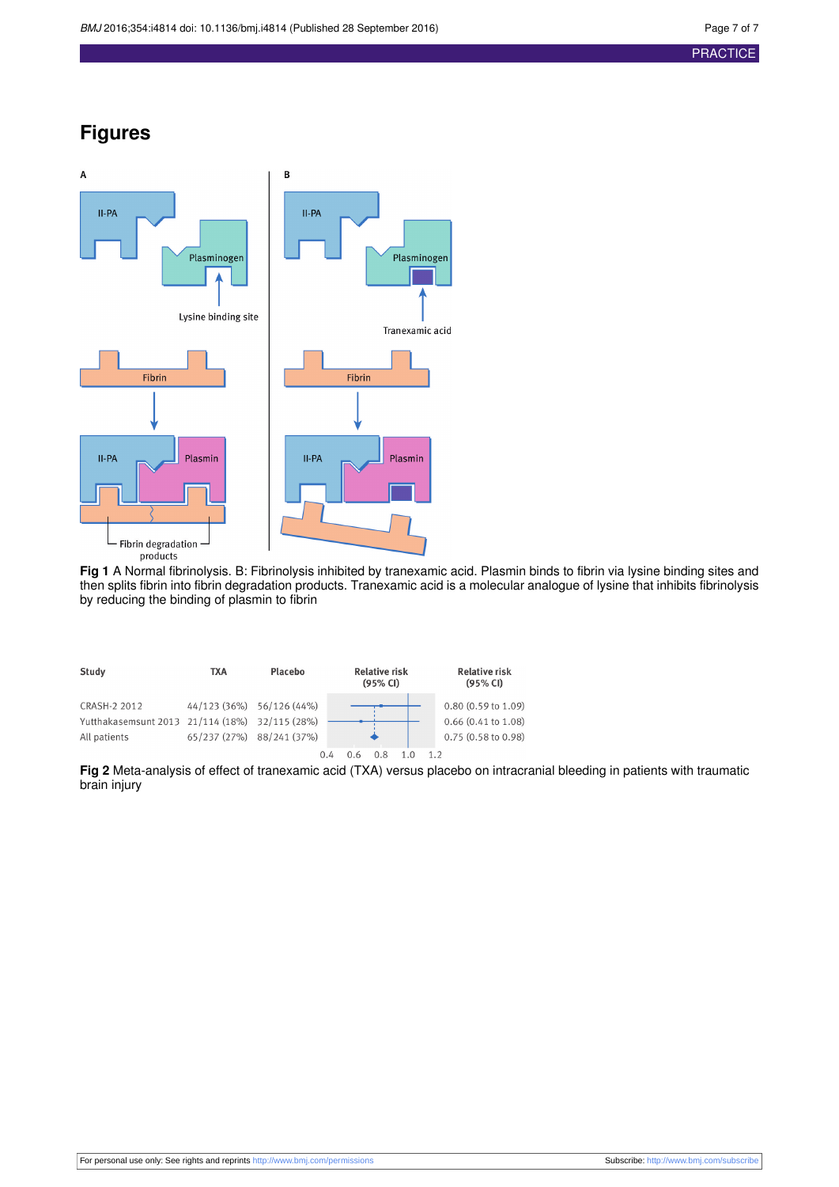## Figures

A

II-PA

Plasminogen

Lysine binding site

Fibrin

II-PA

Plasmin

Fibrin degradation products

B

II-PA

Plasminogen

Tranexamic acid

Fibrin

II-PA

Plasmin

**Fig 1** A Normal fibrinolysis. B: Fibrinolysis inhibited by tranexamic acid. Plasmin binds to fibrin via lysine binding sites and then splits fibrin into fibrin degradation products. Tranexamic acid is a molecular analogue of lysine that inhibits fibrinolysis by reducing the binding of plasmin to fibrin

Study

TXA

Placebo

Relative risk (95% CI)

Relative risk (95% CI)

CRASH-2 2012

44/123 (36%)

56/126 (44%)

0.80 (0.59 to 1.09)

Yutthakasemsunt 2013

21/114 (18%)

32/115 (28%)

0.66 (0.41 to 1.08)

All patients

65/237 (27%)

88/241 (37%)

0.75 (0.58 to 0.98)

0.4 0.6 0.8 1.0 1.2

**Fig 2** Meta-analysis of effect of tranexamic acid (TXA) versus placebo on intracranial bleeding in patients with traumatic brain injury